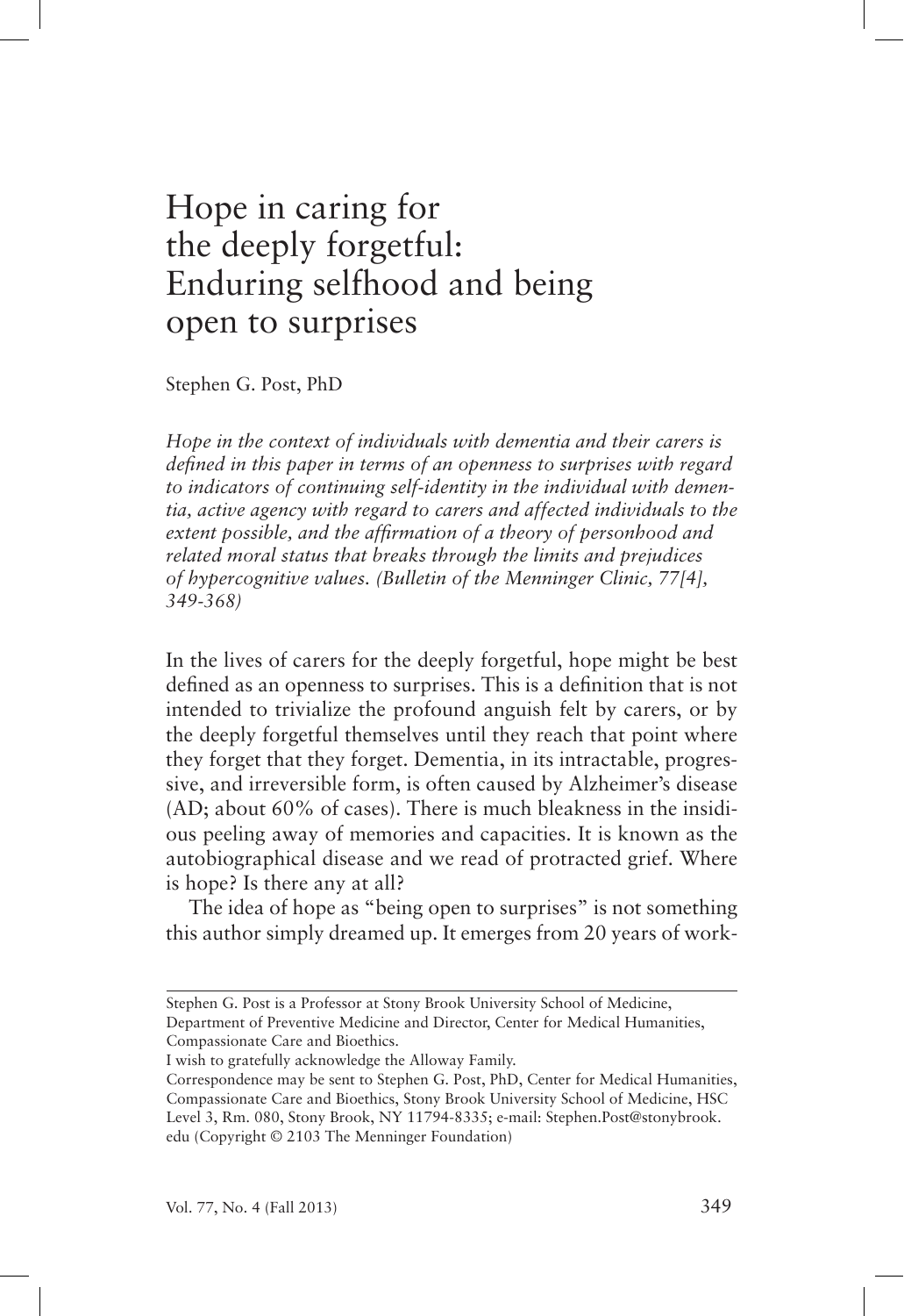# Hope in caring for the deeply forgetful: Enduring selfhood and being open to surprises

Stephen G. Post, PhD

*Hope in the context of individuals with dementia and their carers is defined in this paper in terms of an openness to surprises with regard to indicators of continuing self-identity in the individual with dementia, active agency with regard to carers and affected individuals to the extent possible, and the affirmation of a theory of personhood and related moral status that breaks through the limits and prejudices of hypercognitive values. (Bulletin of the Menninger Clinic, 77[4], 349-368)*

In the lives of carers for the deeply forgetful, hope might be best defined as an openness to surprises. This is a definition that is not intended to trivialize the profound anguish felt by carers, or by the deeply forgetful themselves until they reach that point where they forget that they forget. Dementia, in its intractable, progressive, and irreversible form, is often caused by Alzheimer's disease (AD; about 60% of cases). There is much bleakness in the insidious peeling away of memories and capacities. It is known as the autobiographical disease and we read of protracted grief. Where is hope? Is there any at all?

The idea of hope as "being open to surprises" is not something this author simply dreamed up. It emerges from 20 years of work-

---

Stephen G. Post is a Professor at Stony Brook University School of Medicine, Department of Preventive Medicine and Director, Center for Medical Humanities, Compassionate Care and Bioethics.

I wish to gratefully acknowledge the Alloway Family.

Correspondence may be sent to Stephen G. Post, PhD, Center for Medical Humanities, Compassionate Care and Bioethics, Stony Brook University School of Medicine, HSC Level 3, Rm. 080, Stony Brook, NY 11794-8335; e-mail: Stephen.Post@stonybrook.edu (Copyright © 2103 The Menninger Foundation)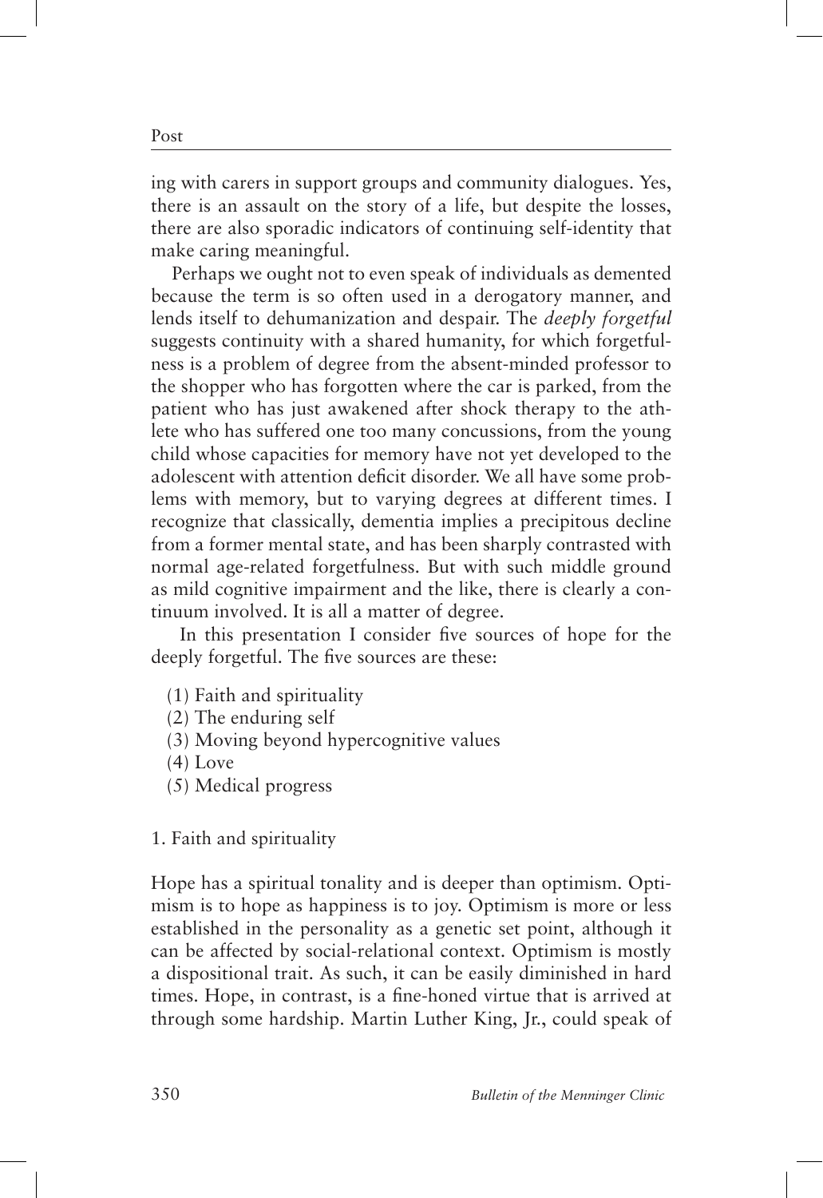ing with carers in support groups and community dialogues. Yes, there is an assault on the story of a life, but despite the losses, there are also sporadic indicators of continuing self-identity that make caring meaningful.

Perhaps we ought not to even speak of individuals as demented because the term is so often used in a derogatory manner, and lends itself to dehumanization and despair. The *deeply forgetful* suggests continuity with a shared humanity, for which forgetfulness is a problem of degree from the absent-minded professor to the shopper who has forgotten where the car is parked, from the patient who has just awakened after shock therapy to the athlete who has suffered one too many concussions, from the young child whose capacities for memory have not yet developed to the adolescent with attention deficit disorder. We all have some problems with memory, but to varying degrees at different times. I recognize that classically, dementia implies a precipitous decline from a former mental state, and has been sharply contrasted with normal age-related forgetfulness. But with such middle ground as mild cognitive impairment and the like, there is clearly a continuum involved. It is all a matter of degree.

In this presentation I consider five sources of hope for the deeply forgetful. The five sources are these:

(1) Faith and spirituality
(2) The enduring self
(3) Moving beyond hypercognitive values
(4) Love
(5) Medical progress

## 1. Faith and spirituality

Hope has a spiritual tonality and is deeper than optimism. Optimism is to hope as happiness is to joy. Optimism is more or less established in the personality as a genetic set point, although it can be affected by social-relational context. Optimism is mostly a dispositional trait. As such, it can be easily diminished in hard times. Hope, in contrast, is a fine-honed virtue that is arrived at through some hardship. Martin Luther King, Jr., could speak of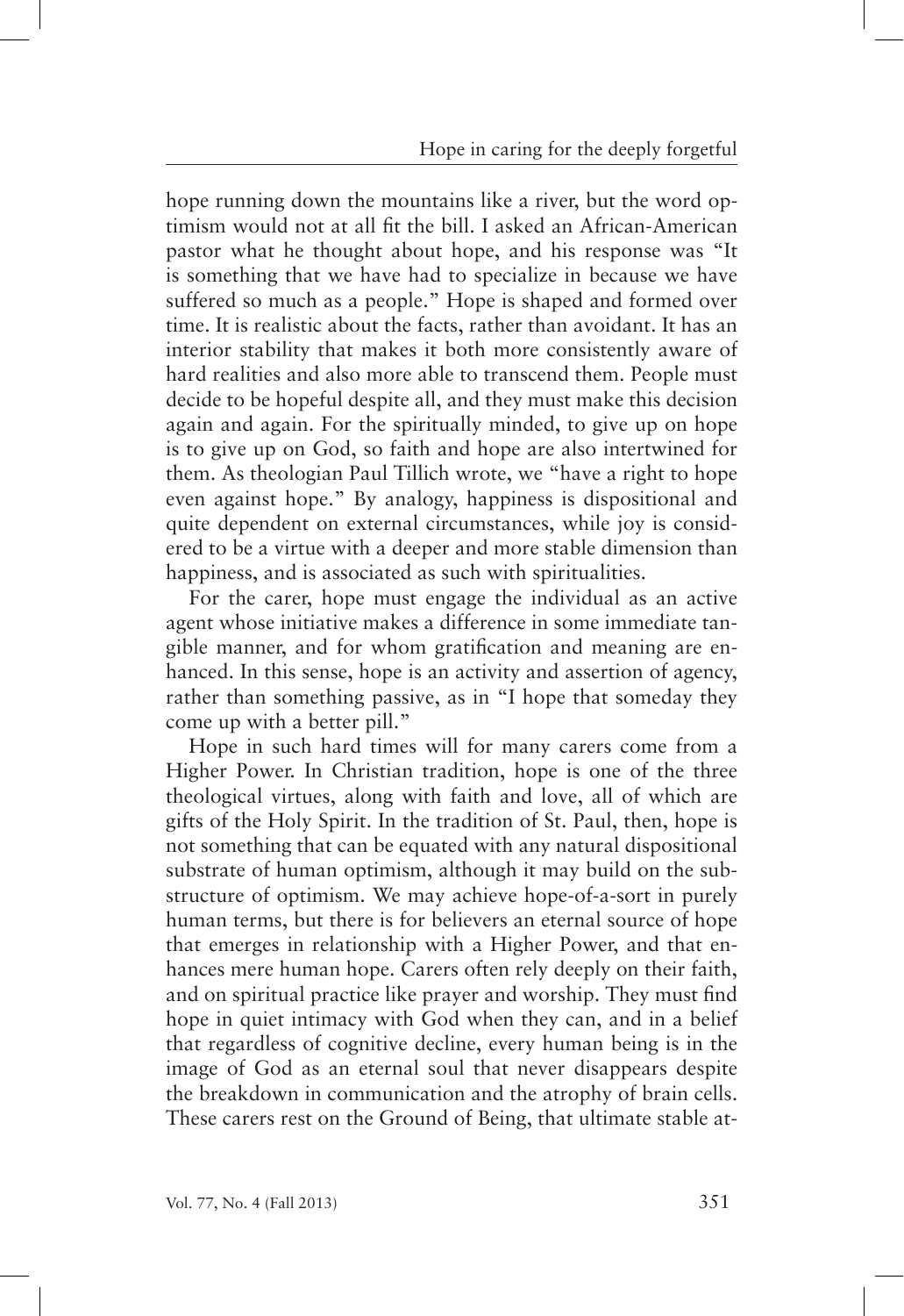hope running down the mountains like a river, but the word optimism would not at all fit the bill. I asked an African-American pastor what he thought about hope, and his response was "It is something that we have had to specialize in because we have suffered so much as a people." Hope is shaped and formed over time. It is realistic about the facts, rather than avoidant. It has an interior stability that makes it both more consistently aware of hard realities and also more able to transcend them. People must decide to be hopeful despite all, and they must make this decision again and again. For the spiritually minded, to give up on hope is to give up on God, so faith and hope are also intertwined for them. As theologian Paul Tillich wrote, we "have a right to hope even against hope." By analogy, happiness is dispositional and quite dependent on external circumstances, while joy is considered to be a virtue with a deeper and more stable dimension than happiness, and is associated as such with spiritualities.

For the carer, hope must engage the individual as an active agent whose initiative makes a difference in some immediate tangible manner, and for whom gratification and meaning are enhanced. In this sense, hope is an activity and assertion of agency, rather than something passive, as in "I hope that someday they come up with a better pill."

Hope in such hard times will for many carers come from a Higher Power. In Christian tradition, hope is one of the three theological virtues, along with faith and love, all of which are gifts of the Holy Spirit. In the tradition of St. Paul, then, hope is not something that can be equated with any natural dispositional substrate of human optimism, although it may build on the substructure of optimism. We may achieve hope-of-a-sort in purely human terms, but there is for believers an eternal source of hope that emerges in relationship with a Higher Power, and that enhances mere human hope. Carers often rely deeply on their faith, and on spiritual practice like prayer and worship. They must find hope in quiet intimacy with God when they can, and in a belief that regardless of cognitive decline, every human being is in the image of God as an eternal soul that never disappears despite the breakdown in communication and the atrophy of brain cells. These carers rest on the Ground of Being, that ultimate stable at-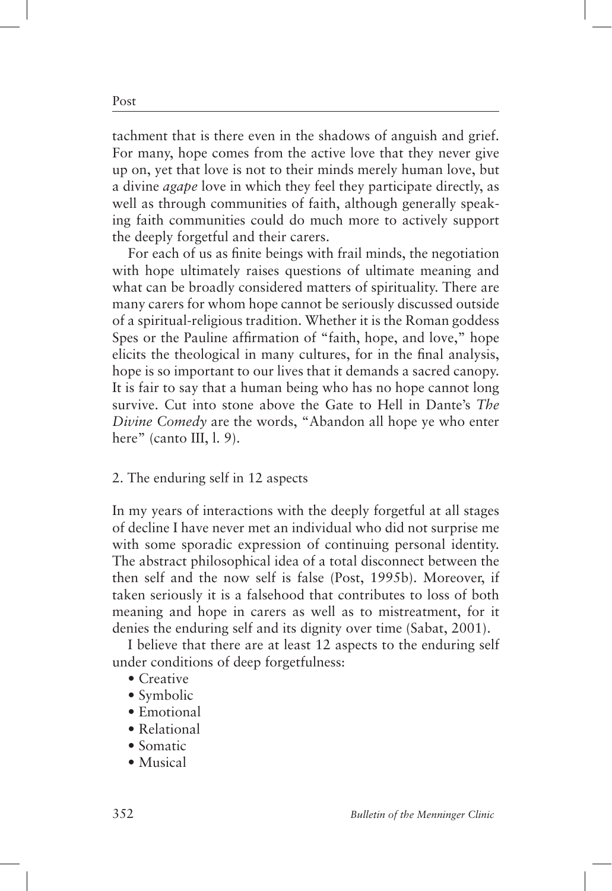tachment that is there even in the shadows of anguish and grief. For many, hope comes from the active love that they never give up on, yet that love is not to their minds merely human love, but a divine *agape* love in which they feel they participate directly, as well as through communities of faith, although generally speaking faith communities could do much more to actively support the deeply forgetful and their carers.

For each of us as finite beings with frail minds, the negotiation with hope ultimately raises questions of ultimate meaning and what can be broadly considered matters of spirituality. There are many carers for whom hope cannot be seriously discussed outside of a spiritual-religious tradition. Whether it is the Roman goddess Spes or the Pauline affirmation of "faith, hope, and love," hope elicits the theological in many cultures, for in the final analysis, hope is so important to our lives that it demands a sacred canopy. It is fair to say that a human being who has no hope cannot long survive. Cut into stone above the Gate to Hell in Dante's *The Divine Comedy* are the words, "Abandon all hope ye who enter here" (canto III, l. 9).

## 2. The enduring self in 12 aspects

In my years of interactions with the deeply forgetful at all stages of decline I have never met an individual who did not surprise me with some sporadic expression of continuing personal identity. The abstract philosophical idea of a total disconnect between the then self and the now self is false (Post, 1995b). Moreover, if taken seriously it is a falsehood that contributes to loss of both meaning and hope in carers as well as to mistreatment, for it denies the enduring self and its dignity over time (Sabat, 2001).

I believe that there are at least 12 aspects to the enduring self under conditions of deep forgetfulness:

- Creative
- Symbolic
- Emotional
- Relational
- Somatic
- Musical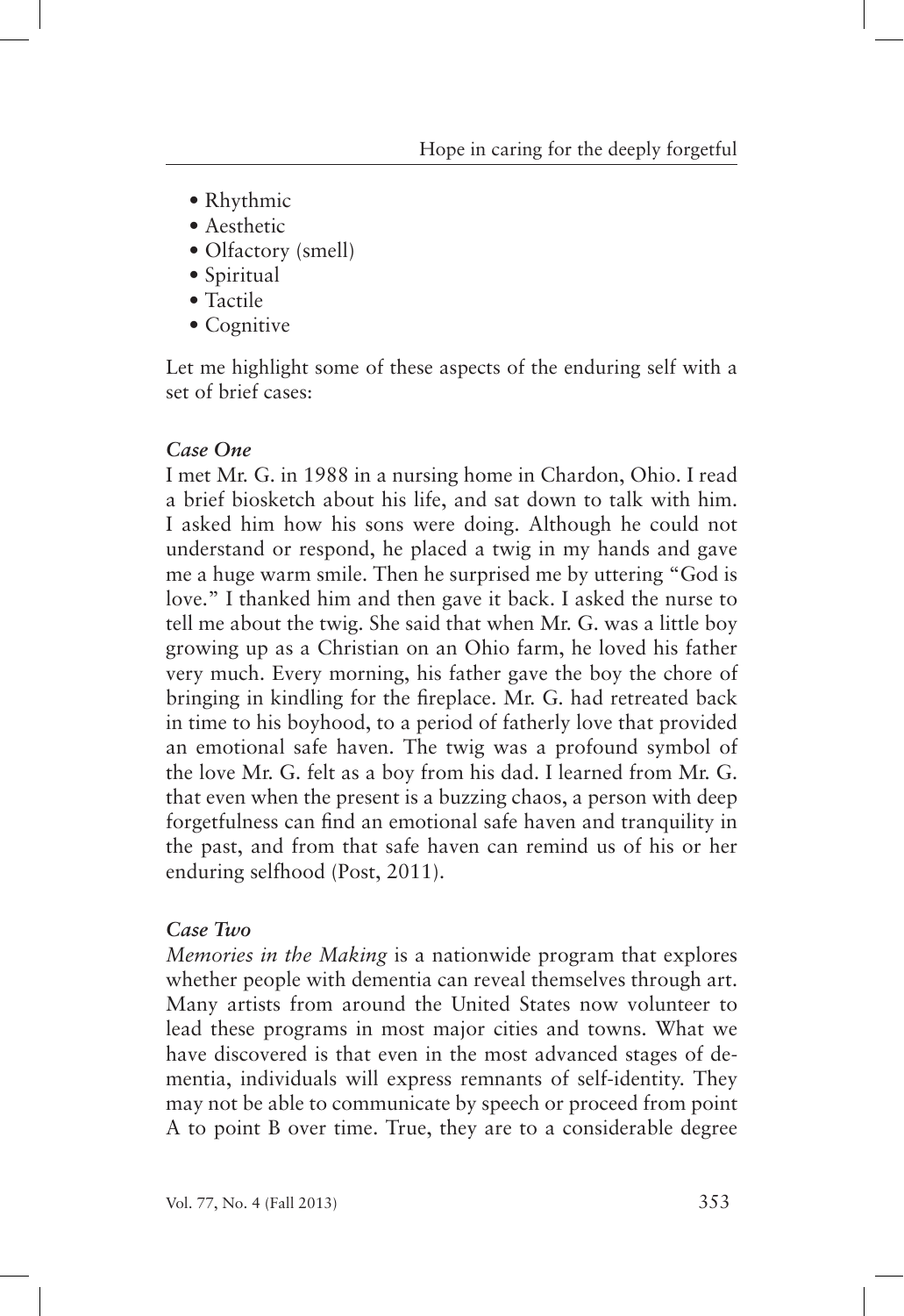- Rhythmic
- Aesthetic
- Olfactory (smell)
- Spiritual
- Tactile
- Cognitive

Let me highlight some of these aspects of the enduring self with a set of brief cases:

### *Case One*

I met Mr. G. in 1988 in a nursing home in Chardon, Ohio. I read a brief biosketch about his life, and sat down to talk with him. I asked him how his sons were doing. Although he could not understand or respond, he placed a twig in my hands and gave me a huge warm smile. Then he surprised me by uttering "God is love." I thanked him and then gave it back. I asked the nurse to tell me about the twig. She said that when Mr. G. was a little boy growing up as a Christian on an Ohio farm, he loved his father very much. Every morning, his father gave the boy the chore of bringing in kindling for the fireplace. Mr. G. had retreated back in time to his boyhood, to a period of fatherly love that provided an emotional safe haven. The twig was a profound symbol of the love Mr. G. felt as a boy from his dad. I learned from Mr. G. that even when the present is a buzzing chaos, a person with deep forgetfulness can find an emotional safe haven and tranquility in the past, and from that safe haven can remind us of his or her enduring selfhood (Post, 2011).

### *Case Two*

*Memories in the Making* is a nationwide program that explores whether people with dementia can reveal themselves through art. Many artists from around the United States now volunteer to lead these programs in most major cities and towns. What we have discovered is that even in the most advanced stages of dementia, individuals will express remnants of self-identity. They may not be able to communicate by speech or proceed from point A to point B over time. True, they are to a considerable degree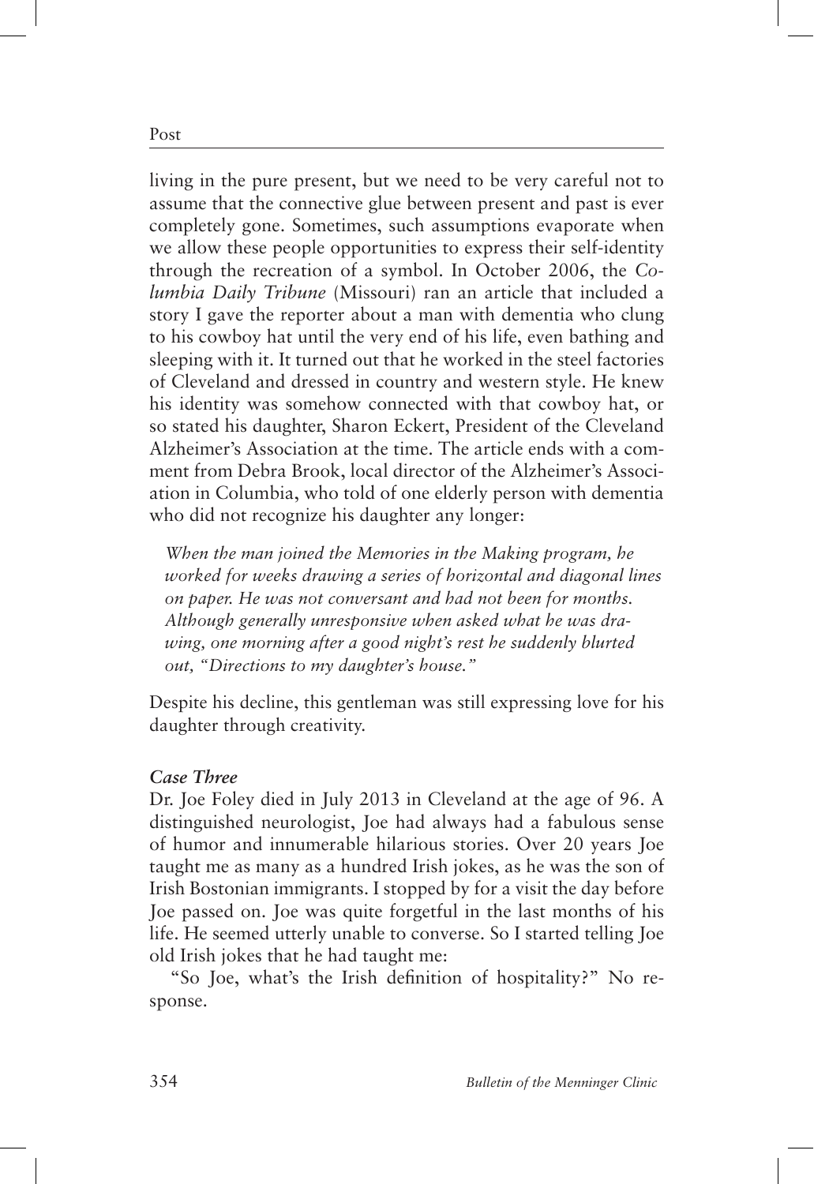living in the pure present, but we need to be very careful not to assume that the connective glue between present and past is ever completely gone. Sometimes, such assumptions evaporate when we allow these people opportunities to express their self-identity through the recreation of a symbol. In October 2006, the *Columbia Daily Tribune* (Missouri) ran an article that included a story I gave the reporter about a man with dementia who clung to his cowboy hat until the very end of his life, even bathing and sleeping with it. It turned out that he worked in the steel factories of Cleveland and dressed in country and western style. He knew his identity was somehow connected with that cowboy hat, or so stated his daughter, Sharon Eckert, President of the Cleveland Alzheimer's Association at the time. The article ends with a comment from Debra Brook, local director of the Alzheimer's Association in Columbia, who told of one elderly person with dementia who did not recognize his daughter any longer:

> *When the man joined the Memories in the Making program, he worked for weeks drawing a series of horizontal and diagonal lines on paper. He was not conversant and had not been for months. Although generally unresponsive when asked what he was drawing, one morning after a good night's rest he suddenly blurted out, "Directions to my daughter's house."*

Despite his decline, this gentleman was still expressing love for his daughter through creativity.

***Case Three***

Dr. Joe Foley died in July 2013 in Cleveland at the age of 96. A distinguished neurologist, Joe had always had a fabulous sense of humor and innumerable hilarious stories. Over 20 years Joe taught me as many as a hundred Irish jokes, as he was the son of Irish Bostonian immigrants. I stopped by for a visit the day before Joe passed on. Joe was quite forgetful in the last months of his life. He seemed utterly unable to converse. So I started telling Joe old Irish jokes that he had taught me:

"So Joe, what's the Irish definition of hospitality?" No response.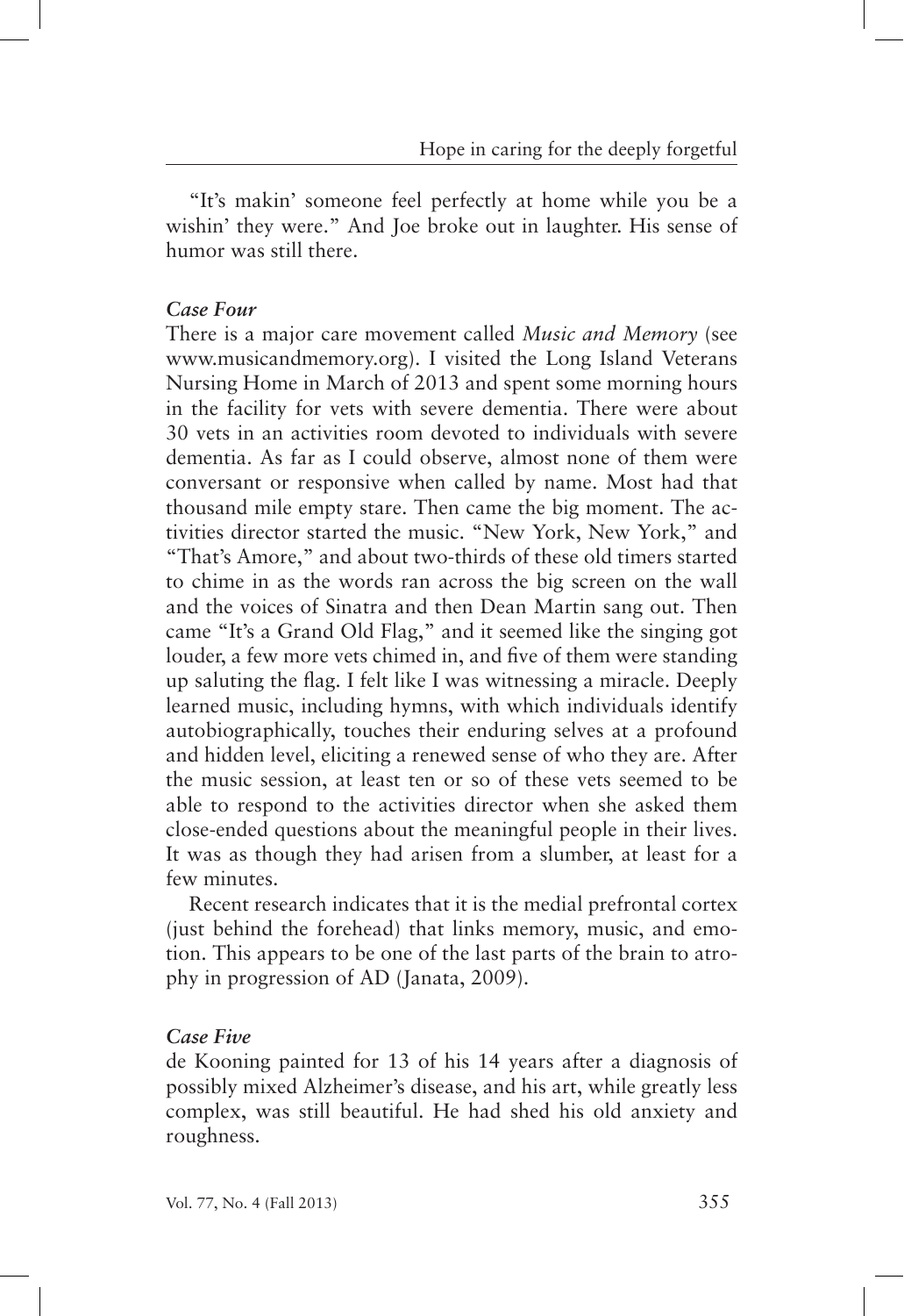"It's makin' someone feel perfectly at home while you be a wishin' they were." And Joe broke out in laughter. His sense of humor was still there.

### *Case Four*

There is a major care movement called *Music and Memory* (see www.musicandmemory.org). I visited the Long Island Veterans Nursing Home in March of 2013 and spent some morning hours in the facility for vets with severe dementia. There were about 30 vets in an activities room devoted to individuals with severe dementia. As far as I could observe, almost none of them were conversant or responsive when called by name. Most had that thousand mile empty stare. Then came the big moment. The activities director started the music. "New York, New York," and "That's Amore," and about two-thirds of these old timers started to chime in as the words ran across the big screen on the wall and the voices of Sinatra and then Dean Martin sang out. Then came "It's a Grand Old Flag," and it seemed like the singing got louder, a few more vets chimed in, and five of them were standing up saluting the flag. I felt like I was witnessing a miracle. Deeply learned music, including hymns, with which individuals identify autobiographically, touches their enduring selves at a profound and hidden level, eliciting a renewed sense of who they are. After the music session, at least ten or so of these vets seemed to be able to respond to the activities director when she asked them close-ended questions about the meaningful people in their lives. It was as though they had arisen from a slumber, at least for a few minutes.

Recent research indicates that it is the medial prefrontal cortex (just behind the forehead) that links memory, music, and emotion. This appears to be one of the last parts of the brain to atrophy in progression of AD (Janata, 2009).

### *Case Five*

de Kooning painted for 13 of his 14 years after a diagnosis of possibly mixed Alzheimer's disease, and his art, while greatly less complex, was still beautiful. He had shed his old anxiety and roughness.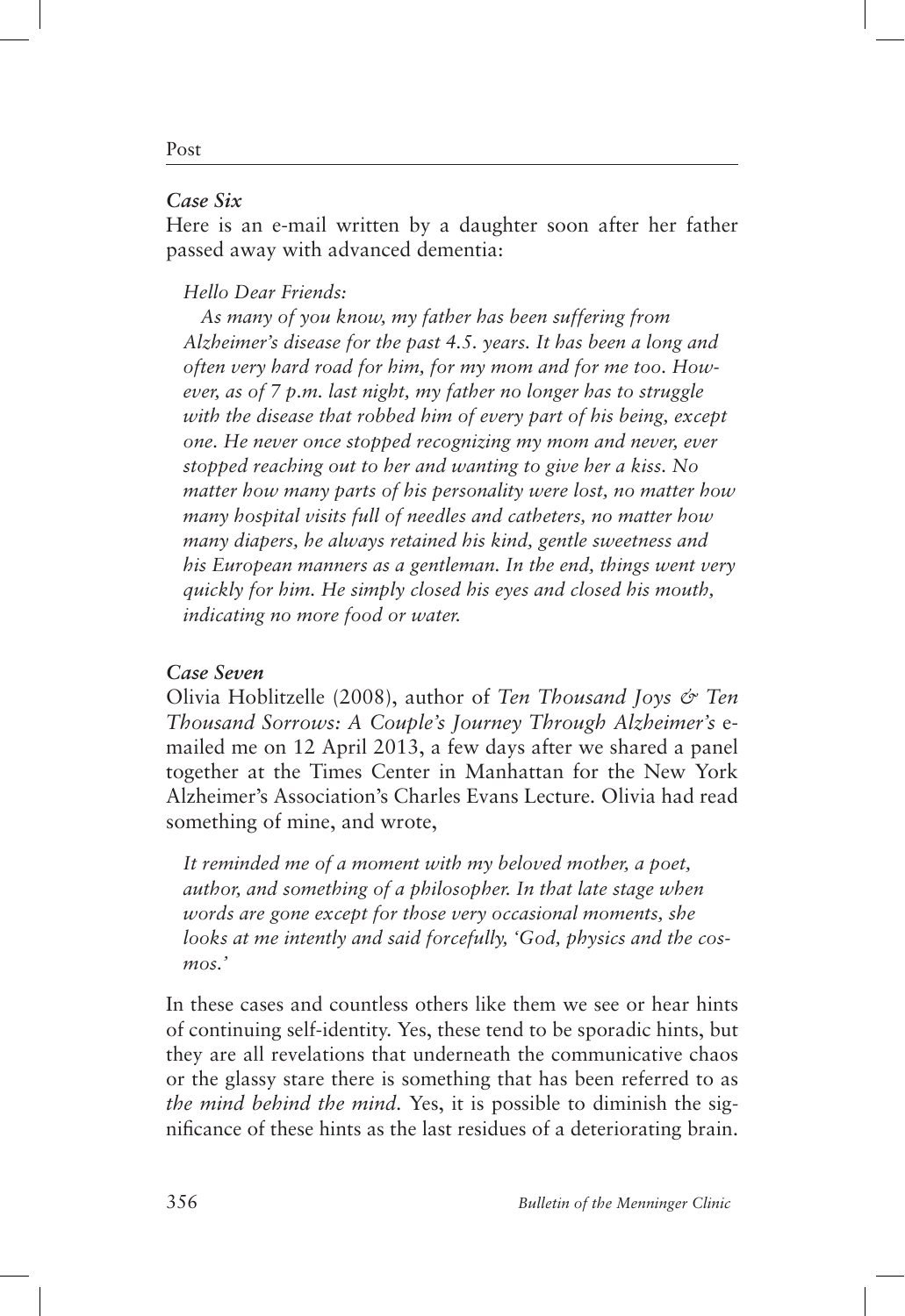### *Case Six*

Here is an e-mail written by a daughter soon after her father passed away with advanced dementia:

> *Hello Dear Friends:*
>
> *As many of you know, my father has been suffering from Alzheimer's disease for the past 4.5. years. It has been a long and often very hard road for him, for my mom and for me too. However, as of 7 p.m. last night, my father no longer has to struggle with the disease that robbed him of every part of his being, except one. He never once stopped recognizing my mom and never, ever stopped reaching out to her and wanting to give her a kiss. No matter how many parts of his personality were lost, no matter how many hospital visits full of needles and catheters, no matter how many diapers, he always retained his kind, gentle sweetness and his European manners as a gentleman. In the end, things went very quickly for him. He simply closed his eyes and closed his mouth, indicating no more food or water.*

### *Case Seven*

Olivia Hoblitzelle (2008), author of *Ten Thousand Joys & Ten Thousand Sorrows: A Couple's Journey Through Alzheimer's* e-mailed me on 12 April 2013, a few days after we shared a panel together at the Times Center in Manhattan for the New York Alzheimer's Association's Charles Evans Lecture. Olivia had read something of mine, and wrote,

> *It reminded me of a moment with my beloved mother, a poet, author, and something of a philosopher. In that late stage when words are gone except for those very occasional moments, she looks at me intently and said forcefully, 'God, physics and the cosmos.'*

In these cases and countless others like them we see or hear hints of continuing self-identity. Yes, these tend to be sporadic hints, but they are all revelations that underneath the communicative chaos or the glassy stare there is something that has been referred to as *the mind behind the mind.* Yes, it is possible to diminish the significance of these hints as the last residues of a deteriorating brain.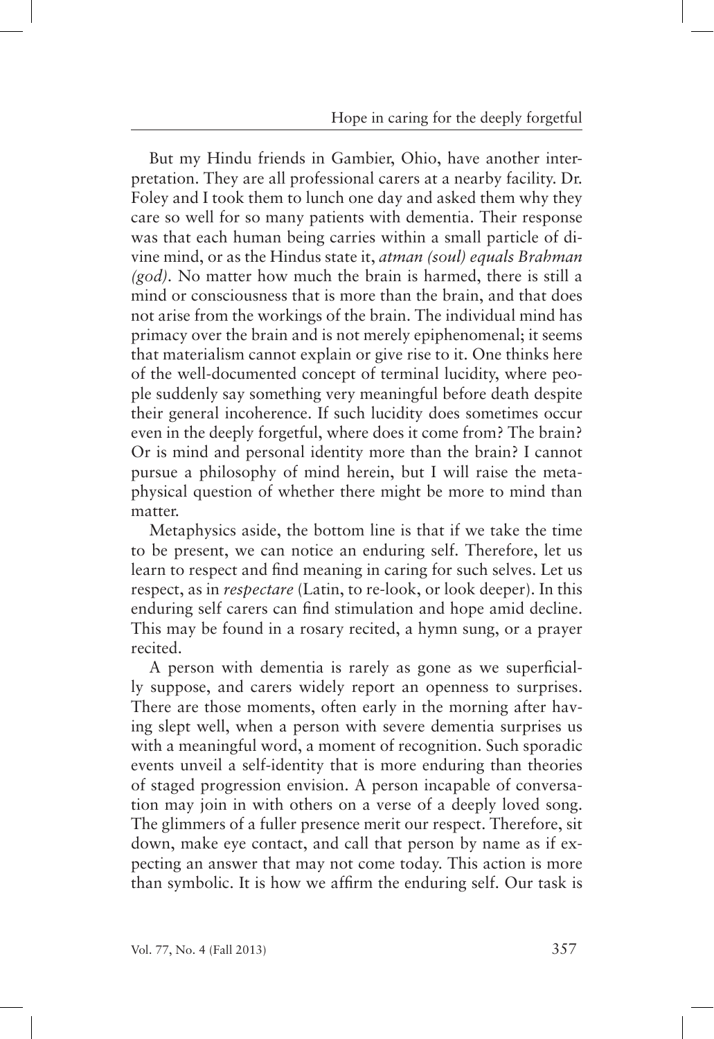But my Hindu friends in Gambier, Ohio, have another interpretation. They are all professional carers at a nearby facility. Dr. Foley and I took them to lunch one day and asked them why they care so well for so many patients with dementia. Their response was that each human being carries within a small particle of divine mind, or as the Hindus state it, *atman (soul) equals Brahman (god)*. No matter how much the brain is harmed, there is still a mind or consciousness that is more than the brain, and that does not arise from the workings of the brain. The individual mind has primacy over the brain and is not merely epiphenomenal; it seems that materialism cannot explain or give rise to it. One thinks here of the well-documented concept of terminal lucidity, where people suddenly say something very meaningful before death despite their general incoherence. If such lucidity does sometimes occur even in the deeply forgetful, where does it come from? The brain? Or is mind and personal identity more than the brain? I cannot pursue a philosophy of mind herein, but I will raise the metaphysical question of whether there might be more to mind than matter.

Metaphysics aside, the bottom line is that if we take the time to be present, we can notice an enduring self. Therefore, let us learn to respect and find meaning in caring for such selves. Let us respect, as in *respectare* (Latin, to re-look, or look deeper). In this enduring self carers can find stimulation and hope amid decline. This may be found in a rosary recited, a hymn sung, or a prayer recited.

A person with dementia is rarely as gone as we superficially suppose, and carers widely report an openness to surprises. There are those moments, often early in the morning after having slept well, when a person with severe dementia surprises us with a meaningful word, a moment of recognition. Such sporadic events unveil a self-identity that is more enduring than theories of staged progression envision. A person incapable of conversation may join in with others on a verse of a deeply loved song. The glimmers of a fuller presence merit our respect. Therefore, sit down, make eye contact, and call that person by name as if expecting an answer that may not come today. This action is more than symbolic. It is how we affirm the enduring self. Our task is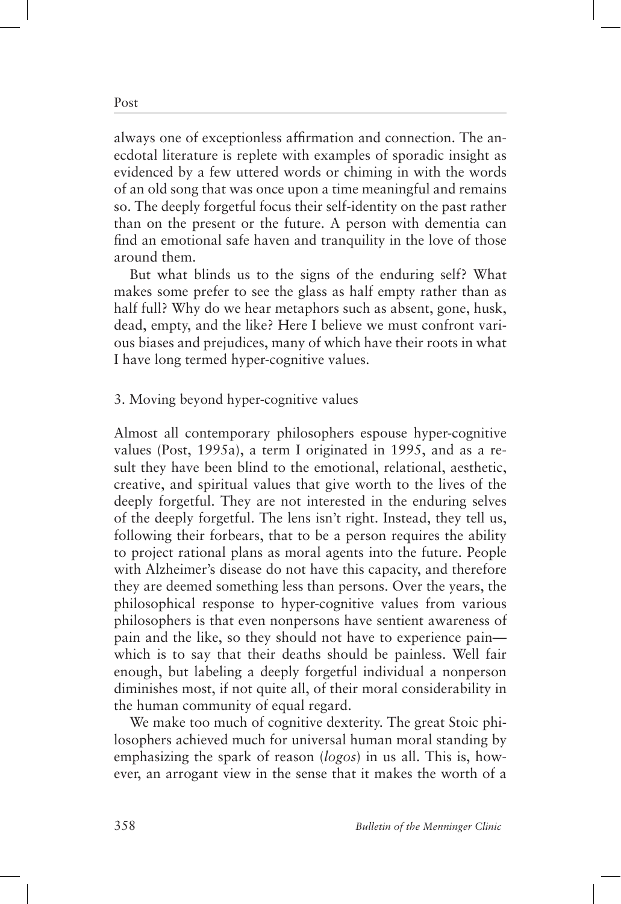always one of exceptionless affirmation and connection. The anecdotal literature is replete with examples of sporadic insight as evidenced by a few uttered words or chiming in with the words of an old song that was once upon a time meaningful and remains so. The deeply forgetful focus their self-identity on the past rather than on the present or the future. A person with dementia can find an emotional safe haven and tranquility in the love of those around them.

But what blinds us to the signs of the enduring self? What makes some prefer to see the glass as half empty rather than as half full? Why do we hear metaphors such as absent, gone, husk, dead, empty, and the like? Here I believe we must confront various biases and prejudices, many of which have their roots in what I have long termed hyper-cognitive values.

## 3. Moving beyond hyper-cognitive values

Almost all contemporary philosophers espouse hyper-cognitive values (Post, 1995a), a term I originated in 1995, and as a result they have been blind to the emotional, relational, aesthetic, creative, and spiritual values that give worth to the lives of the deeply forgetful. They are not interested in the enduring selves of the deeply forgetful. The lens isn't right. Instead, they tell us, following their forbears, that to be a person requires the ability to project rational plans as moral agents into the future. People with Alzheimer's disease do not have this capacity, and therefore they are deemed something less than persons. Over the years, the philosophical response to hyper-cognitive values from various philosophers is that even nonpersons have sentient awareness of pain and the like, so they should not have to experience pain—which is to say that their deaths should be painless. Well fair enough, but labeling a deeply forgetful individual a nonperson diminishes most, if not quite all, of their moral considerability in the human community of equal regard.

We make too much of cognitive dexterity. The great Stoic philosophers achieved much for universal human moral standing by emphasizing the spark of reason (*logos*) in us all. This is, however, an arrogant view in the sense that it makes the worth of a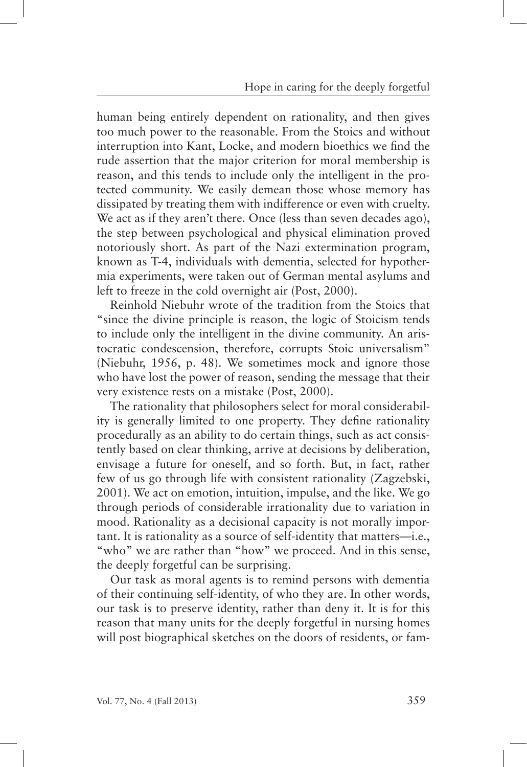human being entirely dependent on rationality, and then gives too much power to the reasonable. From the Stoics and without interruption into Kant, Locke, and modern bioethics we find the rude assertion that the major criterion for moral membership is reason, and this tends to include only the intelligent in the protected community. We easily demean those whose memory has dissipated by treating them with indifference or even with cruelty. We act as if they aren't there. Once (less than seven decades ago), the step between psychological and physical elimination proved notoriously short. As part of the Nazi extermination program, known as T-4, individuals with dementia, selected for hypothermia experiments, were taken out of German mental asylums and left to freeze in the cold overnight air (Post, 2000).

Reinhold Niebuhr wrote of the tradition from the Stoics that "since the divine principle is reason, the logic of Stoicism tends to include only the intelligent in the divine community. An aristocratic condescension, therefore, corrupts Stoic universalism" (Niebuhr, 1956, p. 48). We sometimes mock and ignore those who have lost the power of reason, sending the message that their very existence rests on a mistake (Post, 2000).

The rationality that philosophers select for moral considerability is generally limited to one property. They define rationality procedurally as an ability to do certain things, such as act consistently based on clear thinking, arrive at decisions by deliberation, envisage a future for oneself, and so forth. But, in fact, rather few of us go through life with consistent rationality (Zagzebski, 2001). We act on emotion, intuition, impulse, and the like. We go through periods of considerable irrationality due to variation in mood. Rationality as a decisional capacity is not morally important. It is rationality as a source of self-identity that matters—i.e., "who" we are rather than "how" we proceed. And in this sense, the deeply forgetful can be surprising.

Our task as moral agents is to remind persons with dementia of their continuing self-identity, of who they are. In other words, our task is to preserve identity, rather than deny it. It is for this reason that many units for the deeply forgetful in nursing homes will post biographical sketches on the doors of residents, or fam-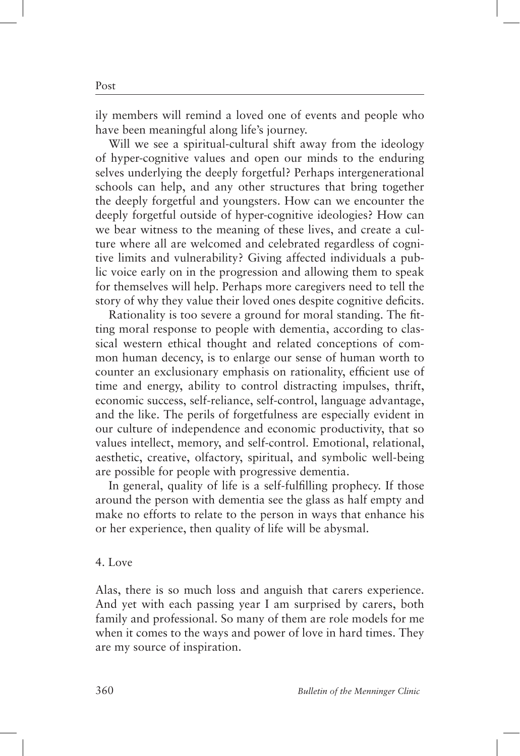ily members will remind a loved one of events and people who have been meaningful along life's journey.

Will we see a spiritual-cultural shift away from the ideology of hyper-cognitive values and open our minds to the enduring selves underlying the deeply forgetful? Perhaps intergenerational schools can help, and any other structures that bring together the deeply forgetful and youngsters. How can we encounter the deeply forgetful outside of hyper-cognitive ideologies? How can we bear witness to the meaning of these lives, and create a culture where all are welcomed and celebrated regardless of cognitive limits and vulnerability? Giving affected individuals a public voice early on in the progression and allowing them to speak for themselves will help. Perhaps more caregivers need to tell the story of why they value their loved ones despite cognitive deficits.

Rationality is too severe a ground for moral standing. The fitting moral response to people with dementia, according to classical western ethical thought and related conceptions of common human decency, is to enlarge our sense of human worth to counter an exclusionary emphasis on rationality, efficient use of time and energy, ability to control distracting impulses, thrift, economic success, self-reliance, self-control, language advantage, and the like. The perils of forgetfulness are especially evident in our culture of independence and economic productivity, that so values intellect, memory, and self-control. Emotional, relational, aesthetic, creative, olfactory, spiritual, and symbolic well-being are possible for people with progressive dementia.

In general, quality of life is a self-fulfilling prophecy. If those around the person with dementia see the glass as half empty and make no efforts to relate to the person in ways that enhance his or her experience, then quality of life will be abysmal.

## 4. Love

Alas, there is so much loss and anguish that carers experience. And yet with each passing year I am surprised by carers, both family and professional. So many of them are role models for me when it comes to the ways and power of love in hard times. They are my source of inspiration.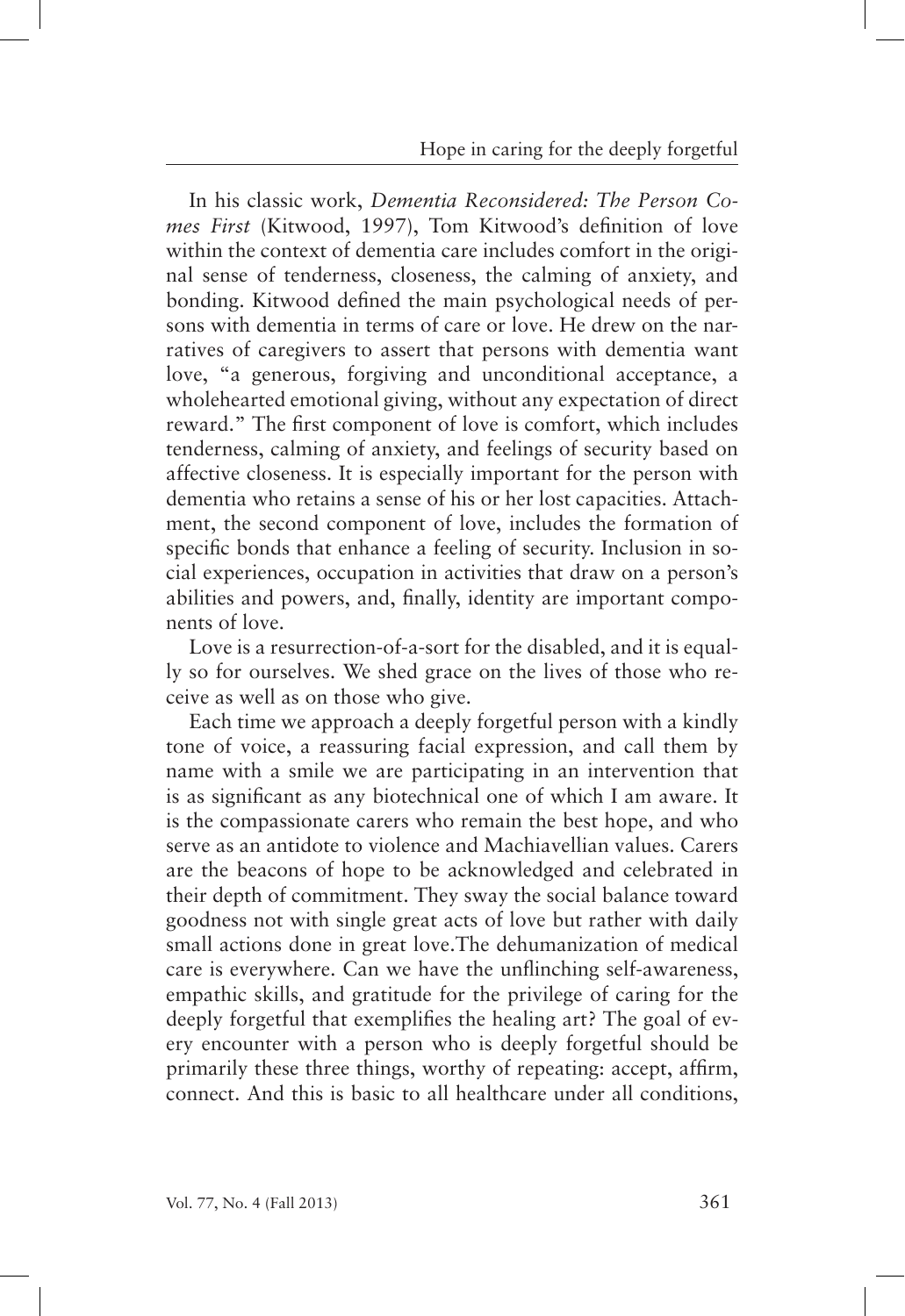In his classic work, *Dementia Reconsidered: The Person Comes First* (Kitwood, 1997), Tom Kitwood's definition of love within the context of dementia care includes comfort in the original sense of tenderness, closeness, the calming of anxiety, and bonding. Kitwood defined the main psychological needs of persons with dementia in terms of care or love. He drew on the narratives of caregivers to assert that persons with dementia want love, "a generous, forgiving and unconditional acceptance, a wholehearted emotional giving, without any expectation of direct reward." The first component of love is comfort, which includes tenderness, calming of anxiety, and feelings of security based on affective closeness. It is especially important for the person with dementia who retains a sense of his or her lost capacities. Attachment, the second component of love, includes the formation of specific bonds that enhance a feeling of security. Inclusion in social experiences, occupation in activities that draw on a person's abilities and powers, and, finally, identity are important components of love.

Love is a resurrection-of-a-sort for the disabled, and it is equally so for ourselves. We shed grace on the lives of those who receive as well as on those who give.

Each time we approach a deeply forgetful person with a kindly tone of voice, a reassuring facial expression, and call them by name with a smile we are participating in an intervention that is as significant as any biotechnical one of which I am aware. It is the compassionate carers who remain the best hope, and who serve as an antidote to violence and Machiavellian values. Carers are the beacons of hope to be acknowledged and celebrated in their depth of commitment. They sway the social balance toward goodness not with single great acts of love but rather with daily small actions done in great love.The dehumanization of medical care is everywhere. Can we have the unflinching self-awareness, empathic skills, and gratitude for the privilege of caring for the deeply forgetful that exemplifies the healing art? The goal of every encounter with a person who is deeply forgetful should be primarily these three things, worthy of repeating: accept, affirm, connect. And this is basic to all healthcare under all conditions,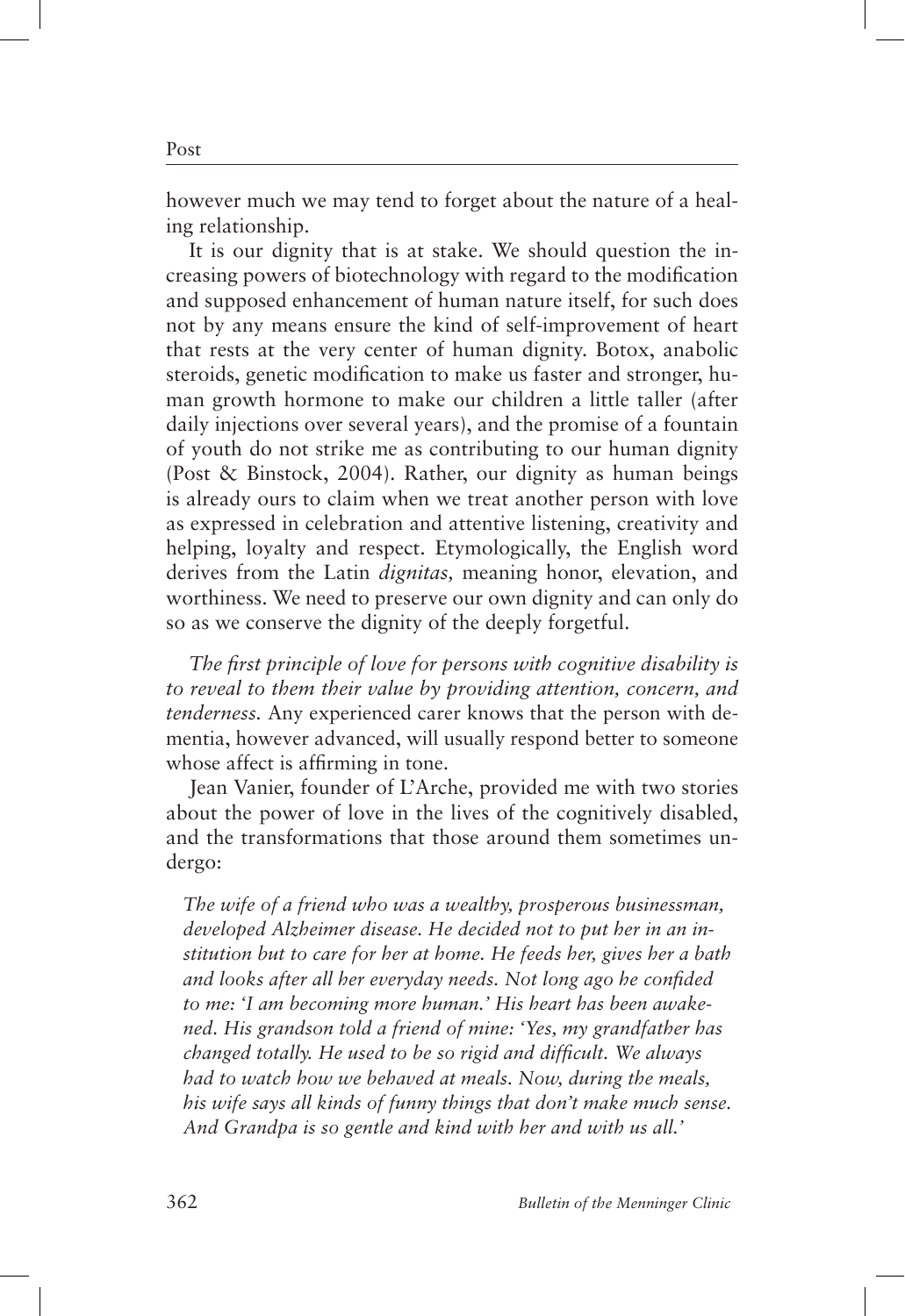however much we may tend to forget about the nature of a healing relationship.

It is our dignity that is at stake. We should question the increasing powers of biotechnology with regard to the modification and supposed enhancement of human nature itself, for such does not by any means ensure the kind of self-improvement of heart that rests at the very center of human dignity. Botox, anabolic steroids, genetic modification to make us faster and stronger, human growth hormone to make our children a little taller (after daily injections over several years), and the promise of a fountain of youth do not strike me as contributing to our human dignity (Post & Binstock, 2004). Rather, our dignity as human beings is already ours to claim when we treat another person with love as expressed in celebration and attentive listening, creativity and helping, loyalty and respect. Etymologically, the English word derives from the Latin *dignitas,* meaning honor, elevation, and worthiness. We need to preserve our own dignity and can only do so as we conserve the dignity of the deeply forgetful.

*The first principle of love for persons with cognitive disability is to reveal to them their value by providing attention, concern, and tenderness.* Any experienced carer knows that the person with dementia, however advanced, will usually respond better to someone whose affect is affirming in tone.

Jean Vanier, founder of L'Arche, provided me with two stories about the power of love in the lives of the cognitively disabled, and the transformations that those around them sometimes undergo:

> *The wife of a friend who was a wealthy, prosperous businessman, developed Alzheimer disease. He decided not to put her in an institution but to care for her at home. He feeds her, gives her a bath and looks after all her everyday needs. Not long ago he confided to me: 'I am becoming more human.' His heart has been awakened. His grandson told a friend of mine: 'Yes, my grandfather has changed totally. He used to be so rigid and difficult. We always had to watch how we behaved at meals. Now, during the meals, his wife says all kinds of funny things that don't make much sense. And Grandpa is so gentle and kind with her and with us all.'*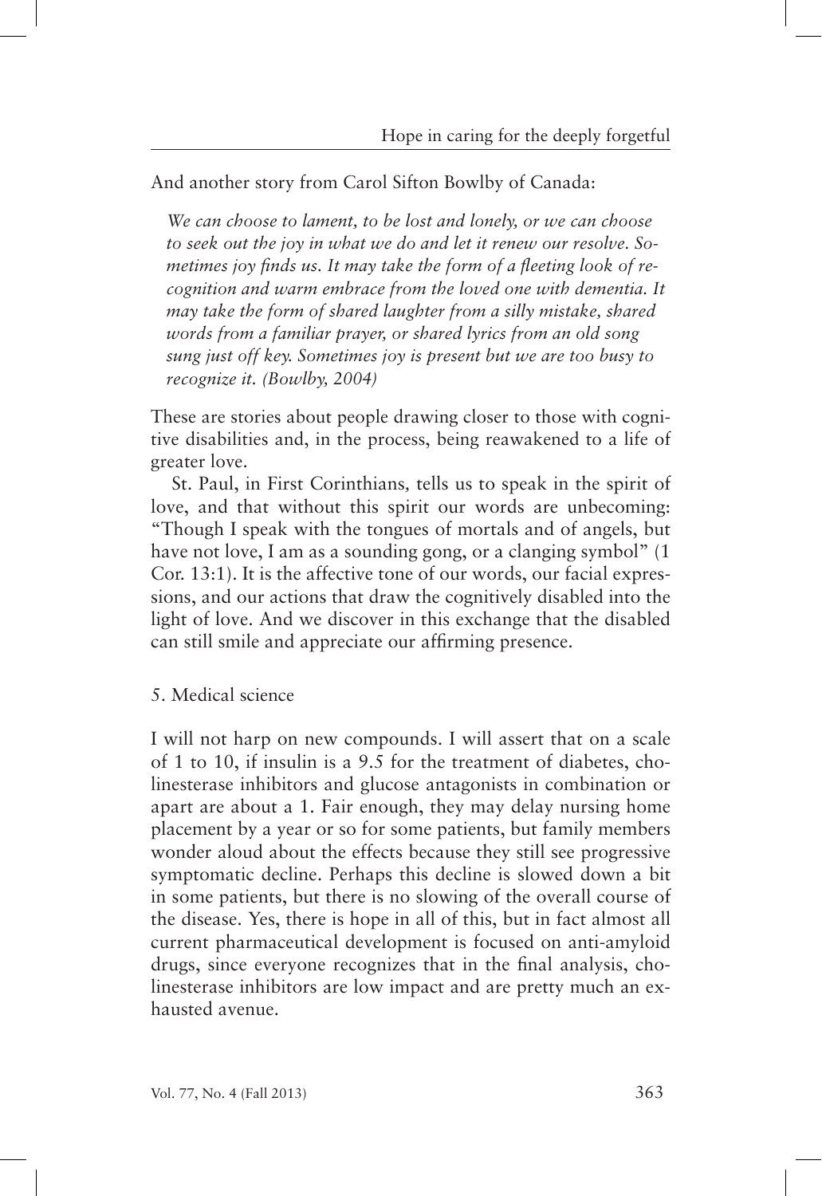And another story from Carol Sifton Bowlby of Canada:

> *We can choose to lament, to be lost and lonely, or we can choose to seek out the joy in what we do and let it renew our resolve. Sometimes joy finds us. It may take the form of a fleeting look of recognition and warm embrace from the loved one with dementia. It may take the form of shared laughter from a silly mistake, shared words from a familiar prayer, or shared lyrics from an old song sung just off key. Sometimes joy is present but we are too busy to recognize it. (Bowlby, 2004)*

These are stories about people drawing closer to those with cognitive disabilities and, in the process, being reawakened to a life of greater love.

St. Paul, in First Corinthians, tells us to speak in the spirit of love, and that without this spirit our words are unbecoming: "Though I speak with the tongues of mortals and of angels, but have not love, I am as a sounding gong, or a clanging symbol" (1 Cor. 13:1). It is the affective tone of our words, our facial expressions, and our actions that draw the cognitively disabled into the light of love. And we discover in this exchange that the disabled can still smile and appreciate our affirming presence.

## 5. Medical science

I will not harp on new compounds. I will assert that on a scale of 1 to 10, if insulin is a 9.5 for the treatment of diabetes, cholinesterase inhibitors and glucose antagonists in combination or apart are about a 1. Fair enough, they may delay nursing home placement by a year or so for some patients, but family members wonder aloud about the effects because they still see progressive symptomatic decline. Perhaps this decline is slowed down a bit in some patients, but there is no slowing of the overall course of the disease. Yes, there is hope in all of this, but in fact almost all current pharmaceutical development is focused on anti-amyloid drugs, since everyone recognizes that in the final analysis, cholinesterase inhibitors are low impact and are pretty much an exhausted avenue.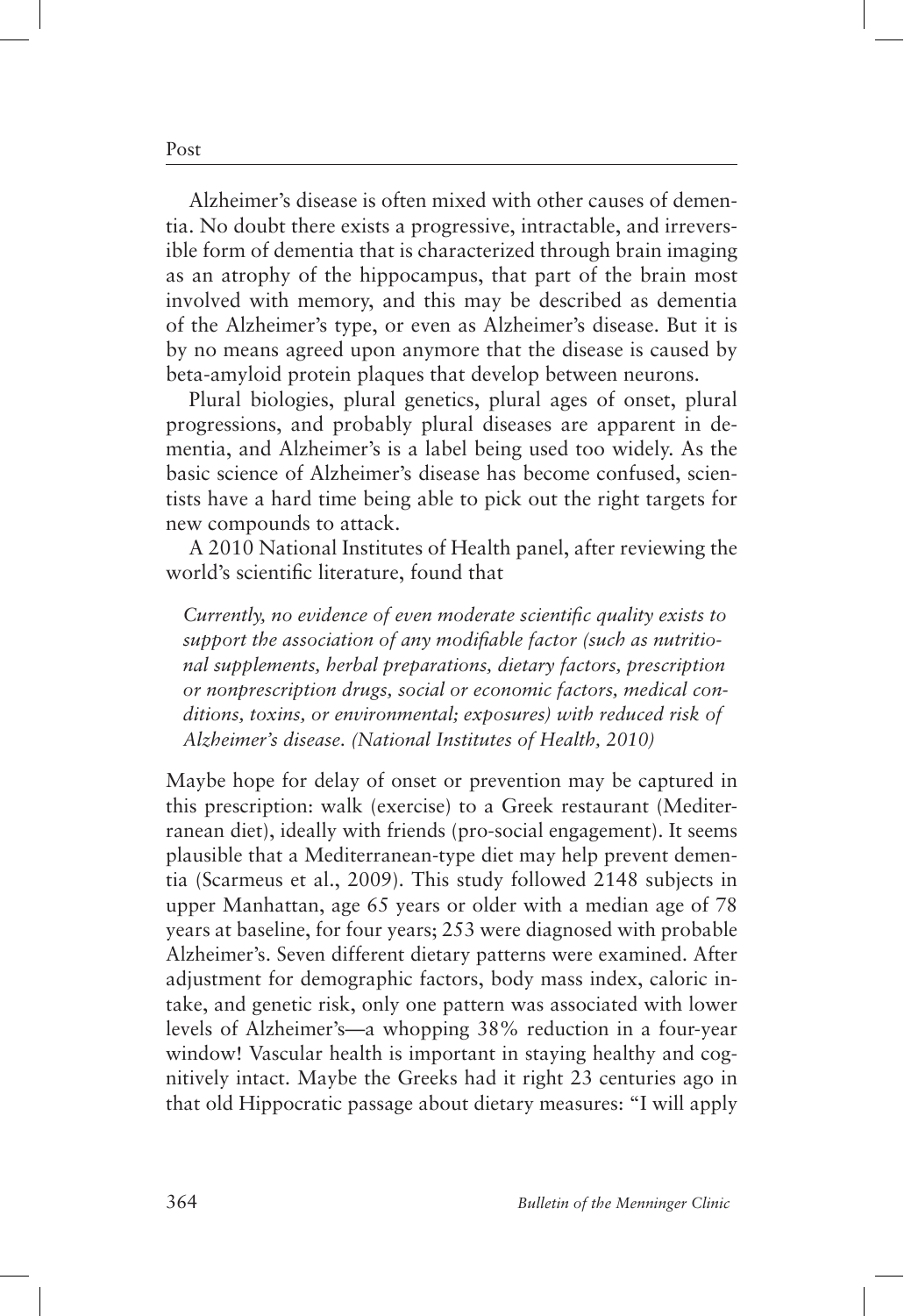Alzheimer's disease is often mixed with other causes of dementia. No doubt there exists a progressive, intractable, and irreversible form of dementia that is characterized through brain imaging as an atrophy of the hippocampus, that part of the brain most involved with memory, and this may be described as dementia of the Alzheimer's type, or even as Alzheimer's disease. But it is by no means agreed upon anymore that the disease is caused by beta-amyloid protein plaques that develop between neurons.

Plural biologies, plural genetics, plural ages of onset, plural progressions, and probably plural diseases are apparent in dementia, and Alzheimer's is a label being used too widely. As the basic science of Alzheimer's disease has become confused, scientists have a hard time being able to pick out the right targets for new compounds to attack.

A 2010 National Institutes of Health panel, after reviewing the world's scientific literature, found that

> *Currently, no evidence of even moderate scientific quality exists to support the association of any modifiable factor (such as nutritional supplements, herbal preparations, dietary factors, prescription or nonprescription drugs, social or economic factors, medical conditions, toxins, or environmental; exposures) with reduced risk of Alzheimer's disease. (National Institutes of Health, 2010)*

Maybe hope for delay of onset or prevention may be captured in this prescription: walk (exercise) to a Greek restaurant (Mediterranean diet), ideally with friends (pro-social engagement). It seems plausible that a Mediterranean-type diet may help prevent dementia (Scarmeus et al., 2009). This study followed 2148 subjects in upper Manhattan, age 65 years or older with a median age of 78 years at baseline, for four years; 253 were diagnosed with probable Alzheimer's. Seven different dietary patterns were examined. After adjustment for demographic factors, body mass index, caloric intake, and genetic risk, only one pattern was associated with lower levels of Alzheimer's—a whopping 38% reduction in a four-year window! Vascular health is important in staying healthy and cognitively intact. Maybe the Greeks had it right 23 centuries ago in that old Hippocratic passage about dietary measures: "I will apply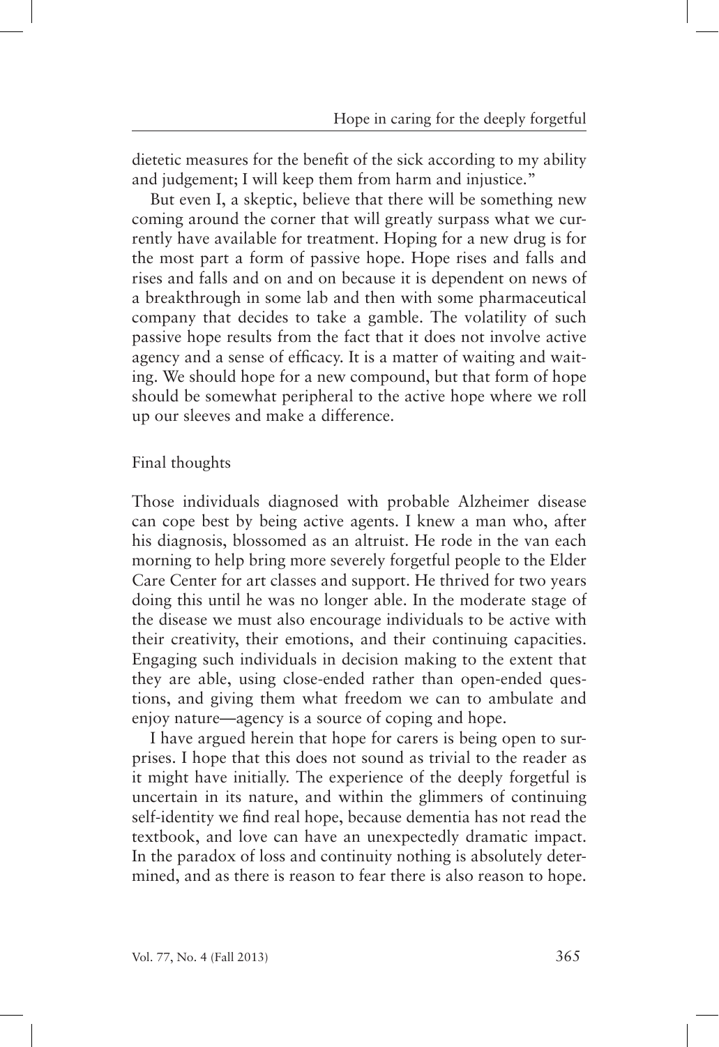dietetic measures for the benefit of the sick according to my ability and judgement; I will keep them from harm and injustice."

But even I, a skeptic, believe that there will be something new coming around the corner that will greatly surpass what we currently have available for treatment. Hoping for a new drug is for the most part a form of passive hope. Hope rises and falls and rises and falls and on and on because it is dependent on news of a breakthrough in some lab and then with some pharmaceutical company that decides to take a gamble. The volatility of such passive hope results from the fact that it does not involve active agency and a sense of efficacy. It is a matter of waiting and waiting. We should hope for a new compound, but that form of hope should be somewhat peripheral to the active hope where we roll up our sleeves and make a difference.

## Final thoughts

Those individuals diagnosed with probable Alzheimer disease can cope best by being active agents. I knew a man who, after his diagnosis, blossomed as an altruist. He rode in the van each morning to help bring more severely forgetful people to the Elder Care Center for art classes and support. He thrived for two years doing this until he was no longer able. In the moderate stage of the disease we must also encourage individuals to be active with their creativity, their emotions, and their continuing capacities. Engaging such individuals in decision making to the extent that they are able, using close-ended rather than open-ended questions, and giving them what freedom we can to ambulate and enjoy nature—agency is a source of coping and hope.

I have argued herein that hope for carers is being open to surprises. I hope that this does not sound as trivial to the reader as it might have initially. The experience of the deeply forgetful is uncertain in its nature, and within the glimmers of continuing self-identity we find real hope, because dementia has not read the textbook, and love can have an unexpectedly dramatic impact. In the paradox of loss and continuity nothing is absolutely determined, and as there is reason to fear there is also reason to hope.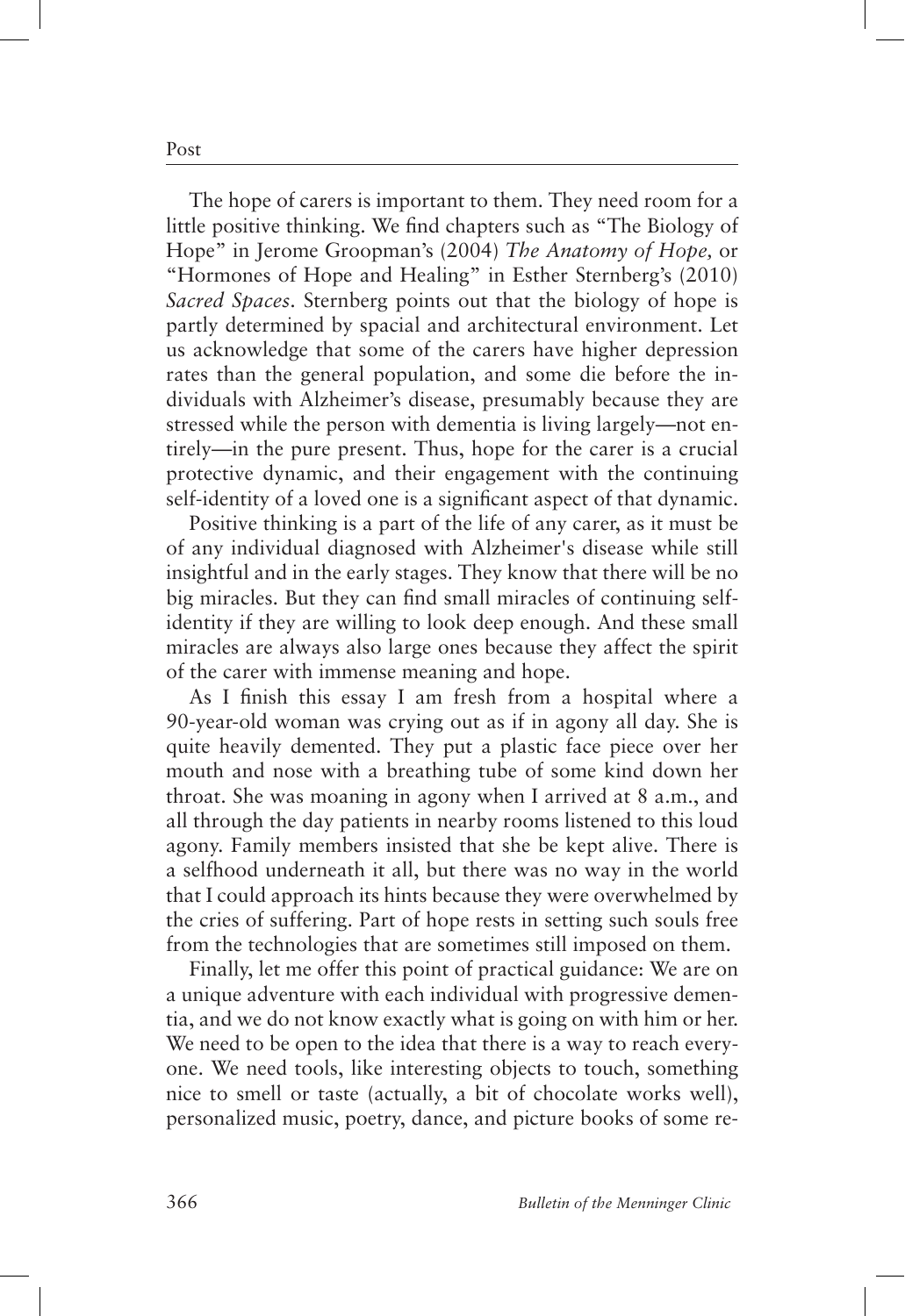The hope of carers is important to them. They need room for a little positive thinking. We find chapters such as "The Biology of Hope" in Jerome Groopman's (2004) *The Anatomy of Hope,* or "Hormones of Hope and Healing" in Esther Sternberg's (2010) *Sacred Spaces*. Sternberg points out that the biology of hope is partly determined by spacial and architectural environment. Let us acknowledge that some of the carers have higher depression rates than the general population, and some die before the individuals with Alzheimer's disease, presumably because they are stressed while the person with dementia is living largely—not entirely—in the pure present. Thus, hope for the carer is a crucial protective dynamic, and their engagement with the continuing self-identity of a loved one is a significant aspect of that dynamic.

Positive thinking is a part of the life of any carer, as it must be of any individual diagnosed with Alzheimer's disease while still insightful and in the early stages. They know that there will be no big miracles. But they can find small miracles of continuing self-identity if they are willing to look deep enough. And these small miracles are always also large ones because they affect the spirit of the carer with immense meaning and hope.

As I finish this essay I am fresh from a hospital where a 90-year-old woman was crying out as if in agony all day. She is quite heavily demented. They put a plastic face piece over her mouth and nose with a breathing tube of some kind down her throat. She was moaning in agony when I arrived at 8 a.m., and all through the day patients in nearby rooms listened to this loud agony. Family members insisted that she be kept alive. There is a selfhood underneath it all, but there was no way in the world that I could approach its hints because they were overwhelmed by the cries of suffering. Part of hope rests in setting such souls free from the technologies that are sometimes still imposed on them.

Finally, let me offer this point of practical guidance: We are on a unique adventure with each individual with progressive dementia, and we do not know exactly what is going on with him or her. We need to be open to the idea that there is a way to reach everyone. We need tools, like interesting objects to touch, something nice to smell or taste (actually, a bit of chocolate works well), personalized music, poetry, dance, and picture books of some re-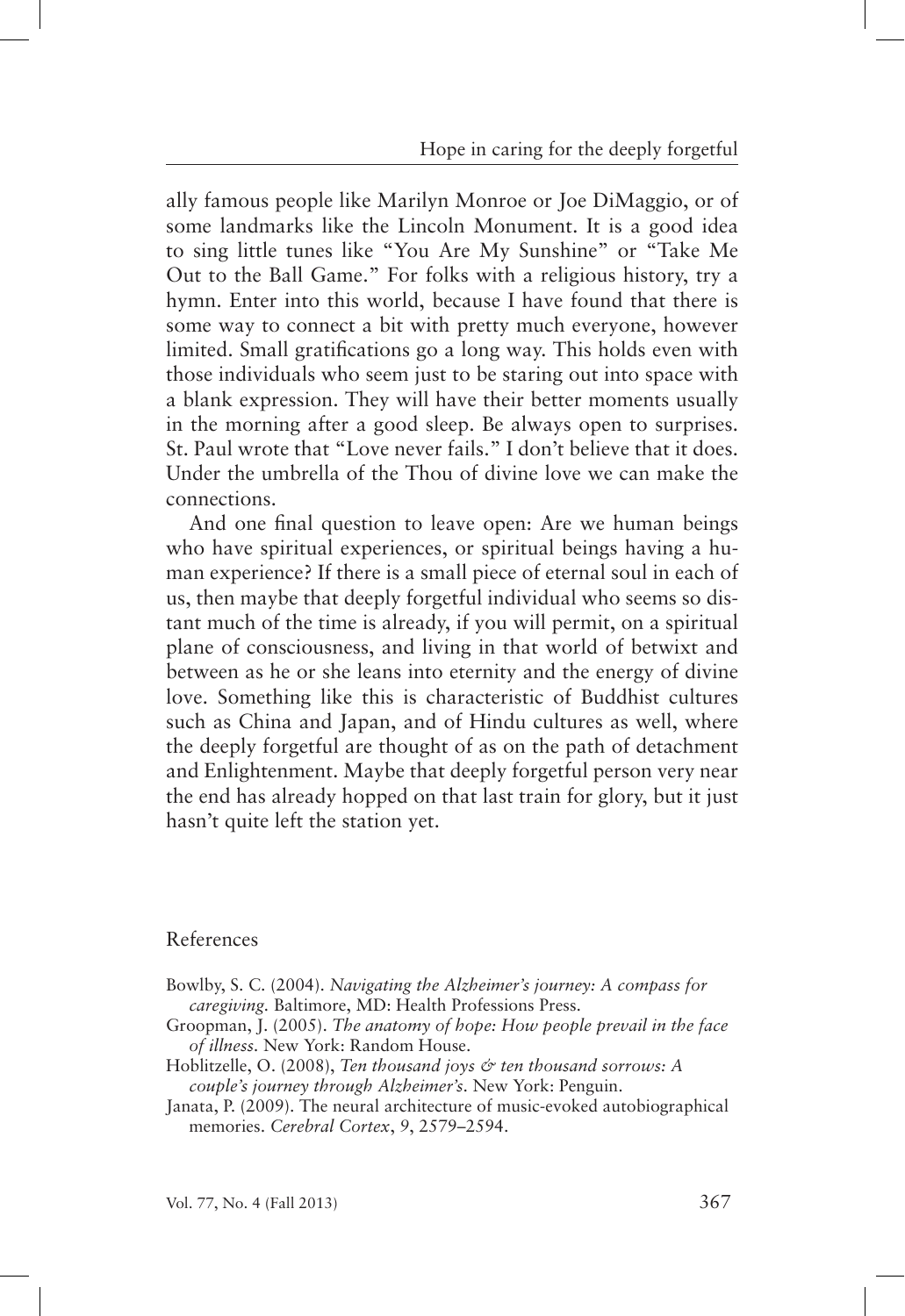ally famous people like Marilyn Monroe or Joe DiMaggio, or of some landmarks like the Lincoln Monument. It is a good idea to sing little tunes like "You Are My Sunshine" or "Take Me Out to the Ball Game." For folks with a religious history, try a hymn. Enter into this world, because I have found that there is some way to connect a bit with pretty much everyone, however limited. Small gratifications go a long way. This holds even with those individuals who seem just to be staring out into space with a blank expression. They will have their better moments usually in the morning after a good sleep. Be always open to surprises. St. Paul wrote that "Love never fails." I don't believe that it does. Under the umbrella of the Thou of divine love we can make the connections.

And one final question to leave open: Are we human beings who have spiritual experiences, or spiritual beings having a human experience? If there is a small piece of eternal soul in each of us, then maybe that deeply forgetful individual who seems so distant much of the time is already, if you will permit, on a spiritual plane of consciousness, and living in that world of betwixt and between as he or she leans into eternity and the energy of divine love. Something like this is characteristic of Buddhist cultures such as China and Japan, and of Hindu cultures as well, where the deeply forgetful are thought of as on the path of detachment and Enlightenment. Maybe that deeply forgetful person very near the end has already hopped on that last train for glory, but it just hasn't quite left the station yet.

## References

Bowlby, S. C. (2004). *Navigating the Alzheimer's journey: A compass for caregiving*. Baltimore, MD: Health Professions Press.

Groopman, J. (2005). *The anatomy of hope: How people prevail in the face of illness*. New York: Random House.

Hoblitzelle, O. (2008), *Ten thousand joys & ten thousand sorrows: A couple's journey through Alzheimer's*. New York: Penguin.

Janata, P. (2009). The neural architecture of music-evoked autobiographical memories. *Cerebral Cortex*, *9*, 2579–2594.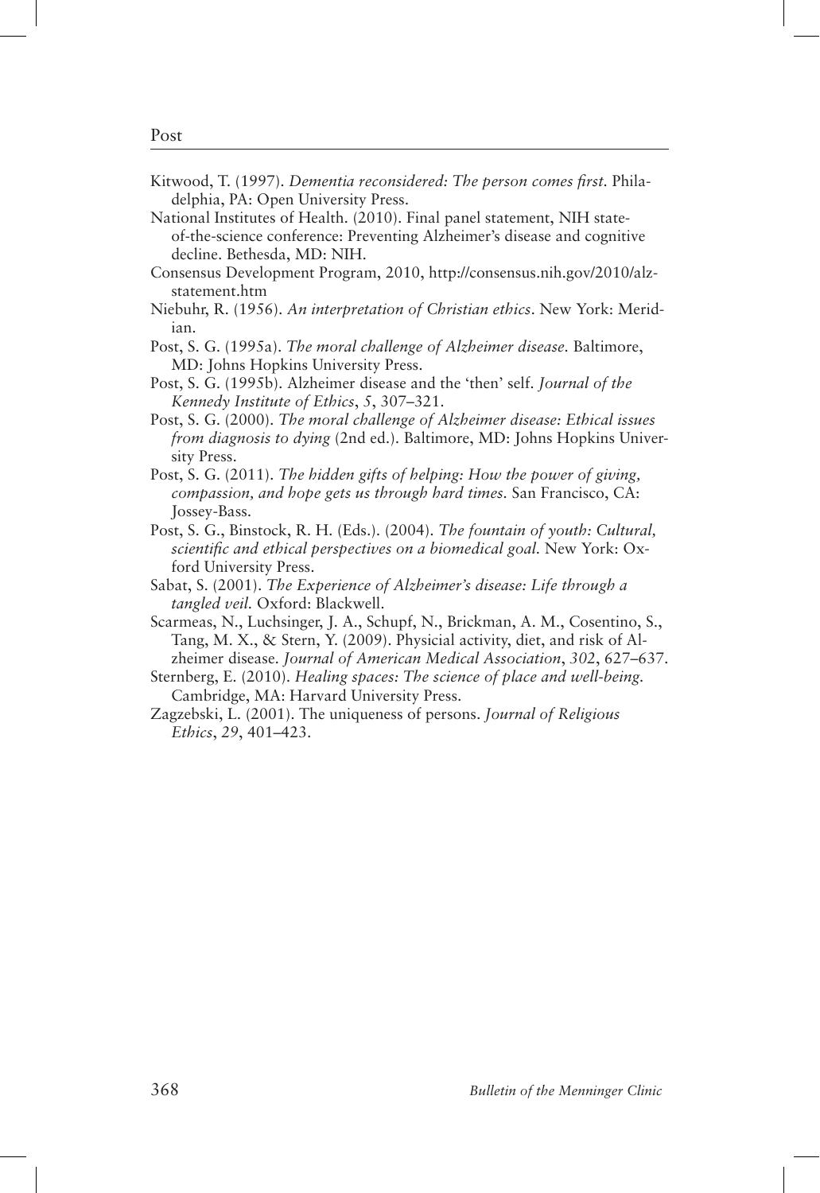Kitwood, T. (1997). *Dementia reconsidered: The person comes first.* Philadelphia, PA: Open University Press.

National Institutes of Health. (2010). Final panel statement, NIH state-of-the-science conference: Preventing Alzheimer's disease and cognitive decline. Bethesda, MD: NIH.

Consensus Development Program, 2010, http://consensus.nih.gov/2010/alzstatement.htm

Niebuhr, R. (1956). *An interpretation of Christian ethics*. New York: Meridian.

Post, S. G. (1995a). *The moral challenge of Alzheimer disease.* Baltimore, MD: Johns Hopkins University Press.

Post, S. G. (1995b). Alzheimer disease and the 'then' self. *Journal of the Kennedy Institute of Ethics*, *5*, 307–321.

Post, S. G. (2000). *The moral challenge of Alzheimer disease: Ethical issues from diagnosis to dying* (2nd ed.). Baltimore, MD: Johns Hopkins University Press.

Post, S. G. (2011). *The hidden gifts of helping: How the power of giving, compassion, and hope gets us through hard times.* San Francisco, CA: Jossey-Bass.

Post, S. G., Binstock, R. H. (Eds.). (2004). *The fountain of youth: Cultural, scientific and ethical perspectives on a biomedical goal.* New York: Oxford University Press.

Sabat, S. (2001). *The Experience of Alzheimer's disease: Life through a tangled veil.* Oxford: Blackwell.

Scarmeas, N., Luchsinger, J. A., Schupf, N., Brickman, A. M., Cosentino, S., Tang, M. X., & Stern, Y. (2009). Physicial activity, diet, and risk of Alzheimer disease. *Journal of American Medical Association*, *302*, 627–637.

Sternberg, E. (2010). *Healing spaces: The science of place and well-being.* Cambridge, MA: Harvard University Press.

Zagzebski, L. (2001). The uniqueness of persons. *Journal of Religious Ethics*, *29*, 401–423.